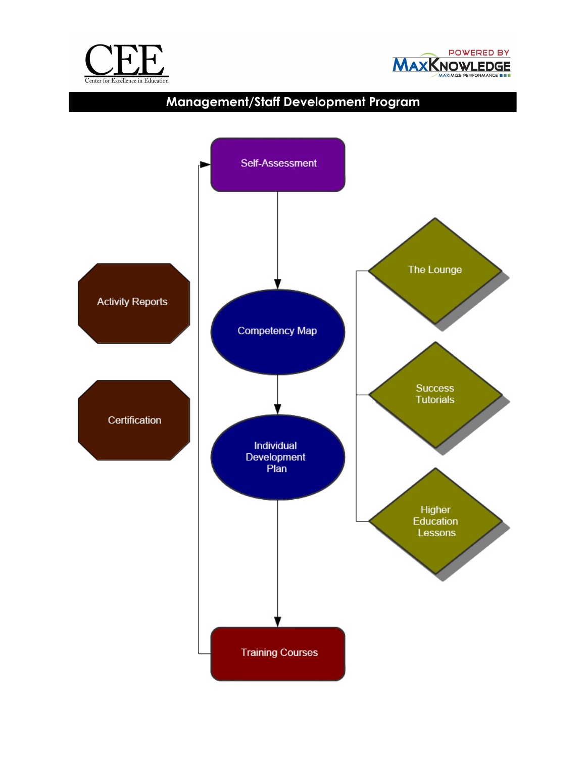CEE

Center for Excellence in Education

POWERED BY MAXKNOWLEDGE

MAXIMIZE PERFORMANCE

# Management/Staff Development Program

Self-Assessment

Competency Map

Individual Development Plan

Training Courses

Activity Reports

Certification

The Lounge

Success Tutorials

Higher Education Lessons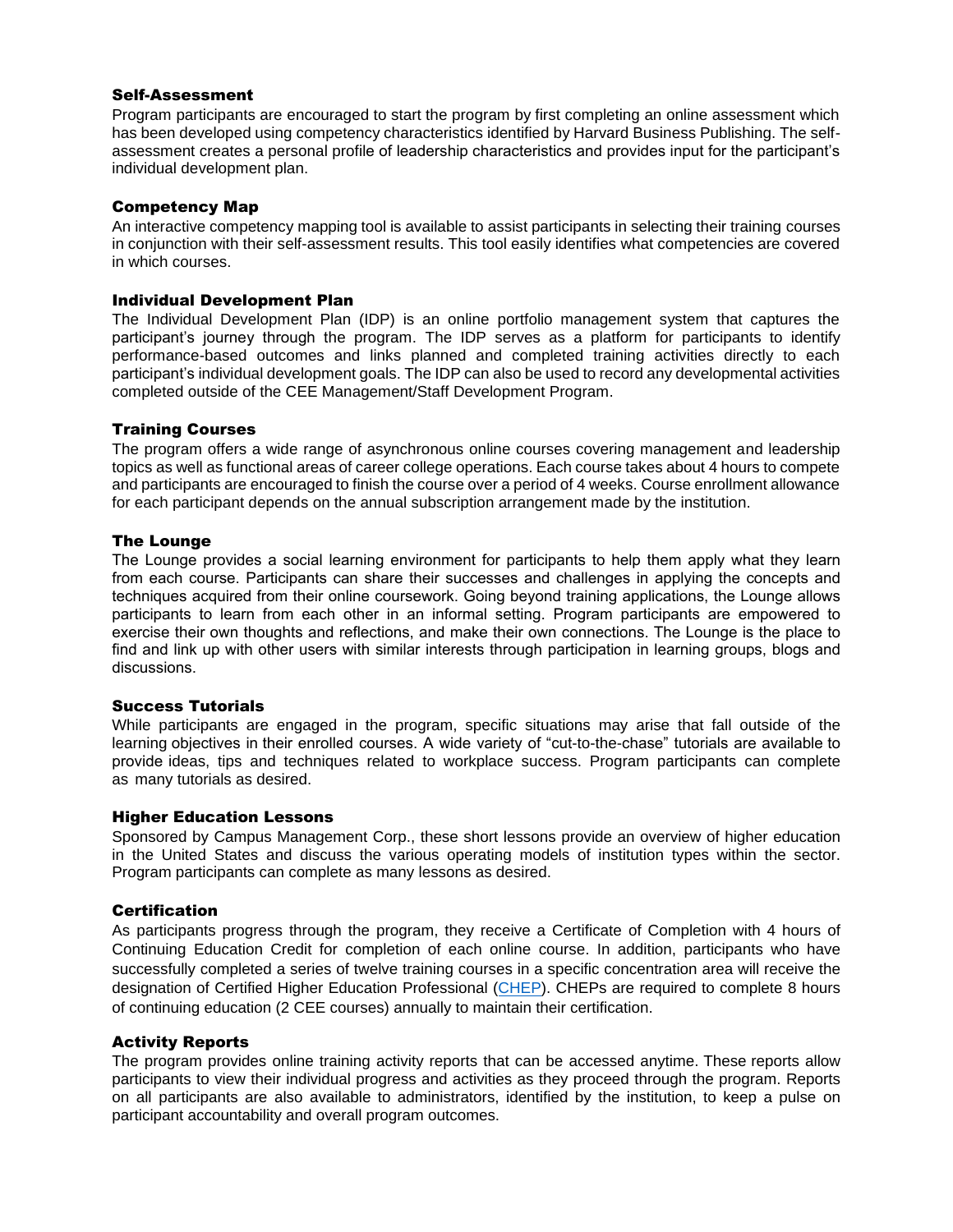### Self-Assessment

Program participants are encouraged to start the program by first completing an online assessment which has been developed using competency characteristics identified by Harvard Business Publishing. The self-assessment creates a personal profile of leadership characteristics and provides input for the participant's individual development plan.

### Competency Map

An interactive competency mapping tool is available to assist participants in selecting their training courses in conjunction with their self-assessment results. This tool easily identifies what competencies are covered in which courses.

### Individual Development Plan

The Individual Development Plan (IDP) is an online portfolio management system that captures the participant's journey through the program. The IDP serves as a platform for participants to identify performance-based outcomes and links planned and completed training activities directly to each participant's individual development goals. The IDP can also be used to record any developmental activities completed outside of the CEE Management/Staff Development Program.

### Training Courses

The program offers a wide range of asynchronous online courses covering management and leadership topics as well as functional areas of career college operations. Each course takes about 4 hours to compete and participants are encouraged to finish the course over a period of 4 weeks. Course enrollment allowance for each participant depends on the annual subscription arrangement made by the institution.

### The Lounge

The Lounge provides a social learning environment for participants to help them apply what they learn from each course. Participants can share their successes and challenges in applying the concepts and techniques acquired from their online coursework. Going beyond training applications, the Lounge allows participants to learn from each other in an informal setting. Program participants are empowered to exercise their own thoughts and reflections, and make their own connections. The Lounge is the place to find and link up with other users with similar interests through participation in learning groups, blogs and discussions.

### Success Tutorials

While participants are engaged in the program, specific situations may arise that fall outside of the learning objectives in their enrolled courses. A wide variety of "cut-to-the-chase" tutorials are available to provide ideas, tips and techniques related to workplace success. Program participants can complete as many tutorials as desired.

### Higher Education Lessons

Sponsored by Campus Management Corp., these short lessons provide an overview of higher education in the United States and discuss the various operating models of institution types within the sector. Program participants can complete as many lessons as desired.

### Certification

As participants progress through the program, they receive a Certificate of Completion with 4 hours of Continuing Education Credit for completion of each online course. In addition, participants who have successfully completed a series of twelve training courses in a specific concentration area will receive the designation of Certified Higher Education Professional (CHEP). CHEPs are required to complete 8 hours of continuing education (2 CEE courses) annually to maintain their certification.

### Activity Reports

The program provides online training activity reports that can be accessed anytime. These reports allow participants to view their individual progress and activities as they proceed through the program. Reports on all participants are also available to administrators, identified by the institution, to keep a pulse on participant accountability and overall program outcomes.